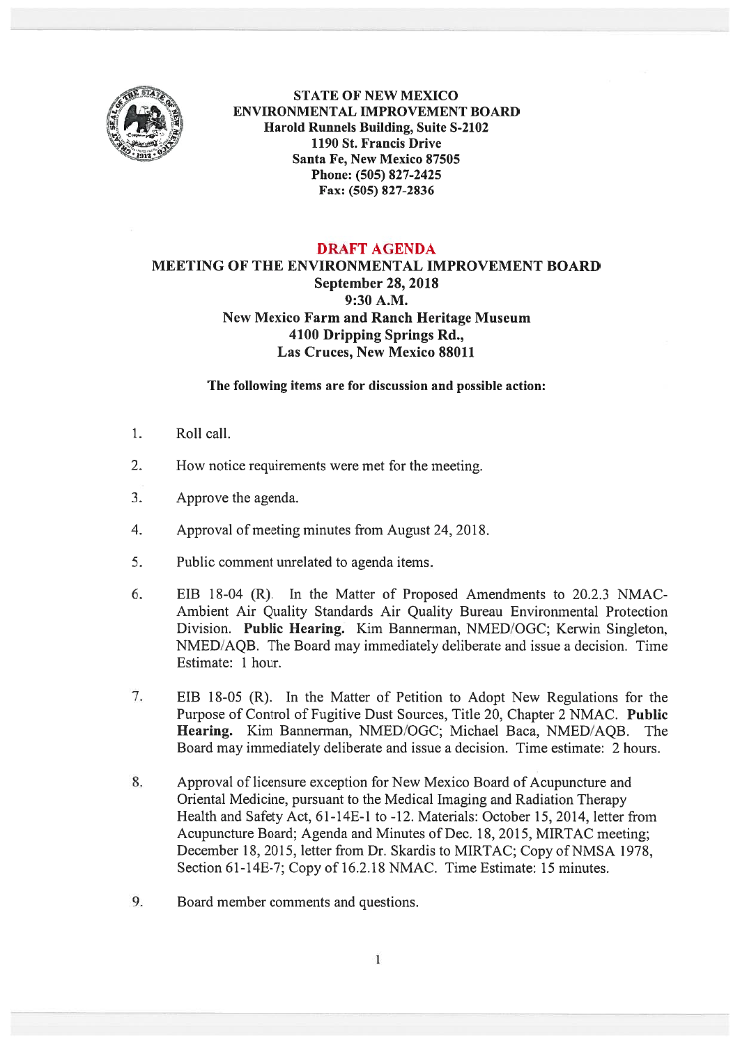**STATE OF NEW MEXICO**
**ENVIRONMENTAL IMPROVEMENT BOARD**
**Harold Runnels Building, Suite S-2102**
**1190 St. Francis Drive**
**Santa Fe, New Mexico 87505**
**Phone: (505) 827-2425**
**Fax: (505) 827-2836**

# DRAFT AGENDA

## MEETING OF THE ENVIRONMENTAL IMPROVEMENT BOARD

**September 28, 2018**
**9:30 A.M.**
**New Mexico Farm and Ranch Heritage Museum**
**4100 Dripping Springs Rd.,**
**Las Cruces, New Mexico 88011**

**The following items are for discussion and possible action:**

1. Roll call.

2. How notice requirements were met for the meeting.

3. Approve the agenda.

4. Approval of meeting minutes from August 24, 2018.

5. Public comment unrelated to agenda items.

6. EIB 18-04 (R). In the Matter of Proposed Amendments to 20.2.3 NMAC- Ambient Air Quality Standards Air Quality Bureau Environmental Protection Division. **Public Hearing.** Kim Bannerman, NMED/OGC; Kerwin Singleton, NMED/AQB. The Board may immediately deliberate and issue a decision. Time Estimate: 1 hour.

7. EIB 18-05 (R). In the Matter of Petition to Adopt New Regulations for the Purpose of Control of Fugitive Dust Sources, Title 20, Chapter 2 NMAC. **Public Hearing.** Kim Bannerman, NMED/OGC; Michael Baca, NMED/AQB. The Board may immediately deliberate and issue a decision. Time estimate: 2 hours.

8. Approval of licensure exception for New Mexico Board of Acupuncture and Oriental Medicine, pursuant to the Medical Imaging and Radiation Therapy Health and Safety Act, 61-14E-1 to -12. Materials: October 15, 2014, letter from Acupuncture Board; Agenda and Minutes of Dec. 18, 2015, MIRTAC meeting; December 18, 2015, letter from Dr. Skardis to MIRTAC; Copy of NMSA 1978, Section 61-14E-7; Copy of 16.2.18 NMAC. Time Estimate: 15 minutes.

9. Board member comments and questions.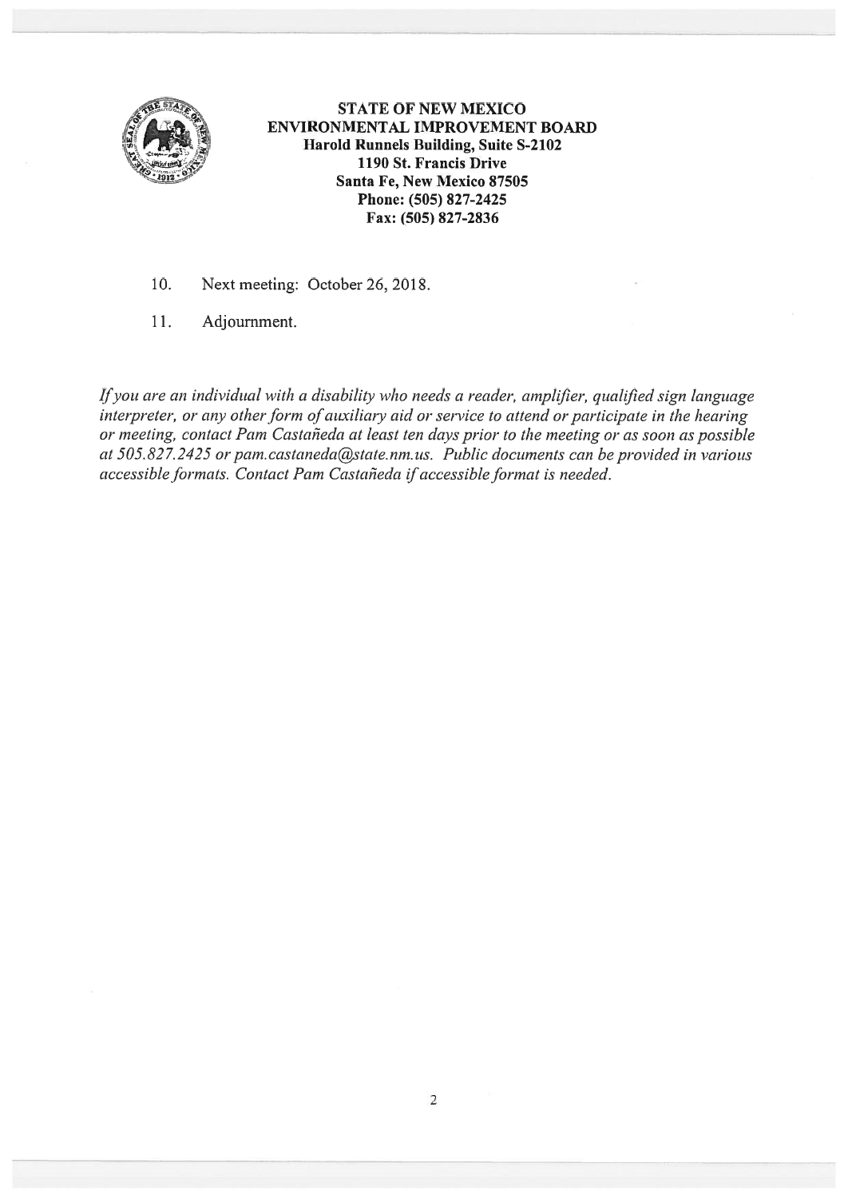**STATE OF NEW MEXICO**
**ENVIRONMENTAL IMPROVEMENT BOARD**
**Harold Runnels Building, Suite S-2102**
**1190 St. Francis Drive**
**Santa Fe, New Mexico 87505**
**Phone: (505) 827-2425**
**Fax: (505) 827-2836**

10. Next meeting: October 26, 2018.

11. Adjournment.

*If you are an individual with a disability who needs a reader, amplifier, qualified sign language interpreter, or any other form of auxiliary aid or service to attend or participate in the hearing or meeting, contact Pam Castañeda at least ten days prior to the meeting or as soon as possible at 505.827.2425 or pam.castaneda@state.nm.us. Public documents can be provided in various accessible formats. Contact Pam Castañeda if accessible format is needed.*